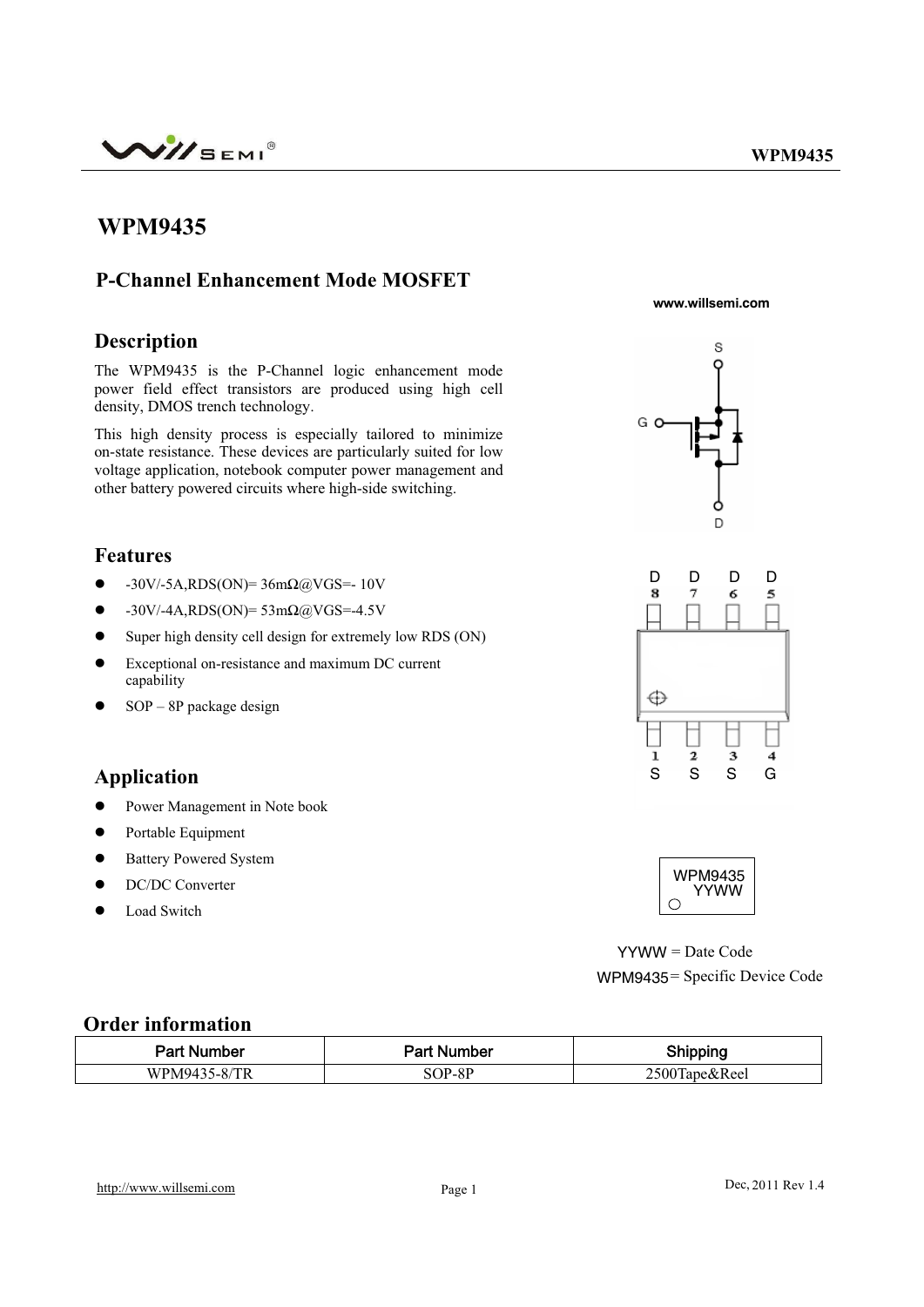# WPM9435

## P-Channel Enhancement Mode MOSFET

www.willsemi.com

## Description

The WPM9435 is the P-Channel logic enhancement mode power field effect transistors are produced using high cell density, DMOS trench technology.

This high density process is especially tailored to minimize on-state resistance. These devices are particularly suited for low voltage application, notebook computer power management and other battery powered circuits where high-side switching.

## Features

- -30V/-5A,RDS(ON)= 36mΩ@VGS=- 10V
- -30V/-4A,RDS(ON)= 53mΩ@VGS=-4.5V
- Super high density cell design for extremely low RDS (ON)
- Exceptional on-resistance and maximum DC current capability
- SOP – 8P package design

## Application

- Power Management in Note book
- Portable Equipment
- Battery Powered System
- DC/DC Converter
- Load Switch

S

G

D

D D D D
8 7 6 5

1 2 3 4
S S S G

WPM9435
YYWW

YYWW = Date Code

WPM9435 = Specific Device Code

## Order information

| Part Number | Part Number | Shipping |
|---|---|---|
| WPM9435-8/TR | SOP-8P | 2500Tape&Reel |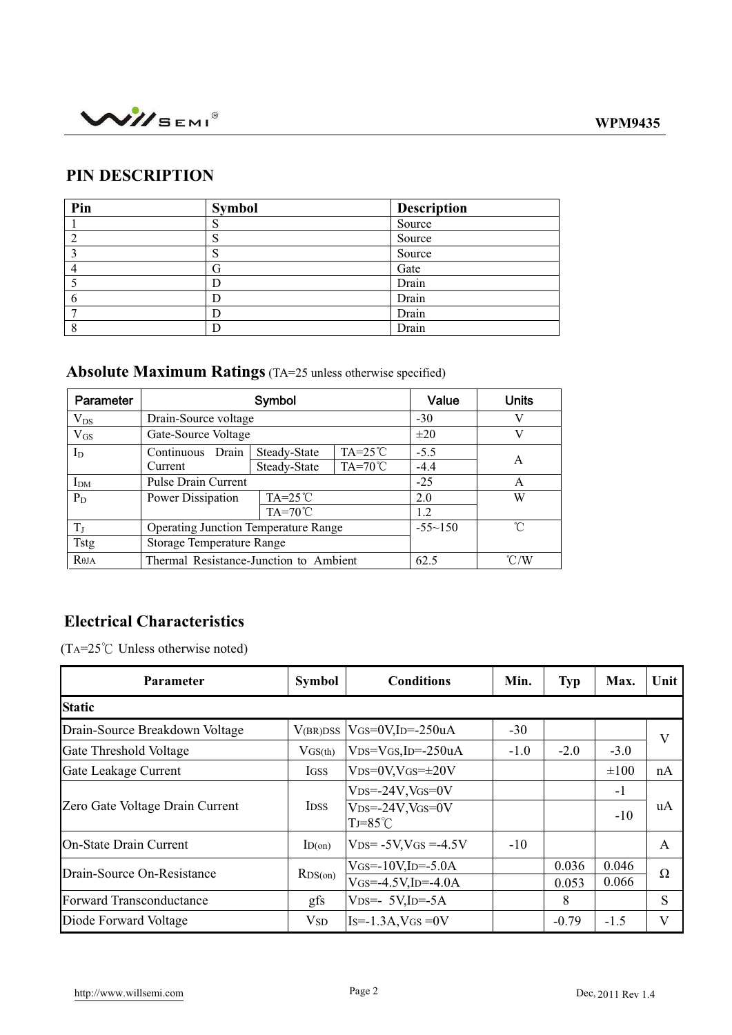## PIN DESCRIPTION

| Pin | Symbol | Description |
|---|---|---|
| 1 | S | Source |
| 2 | S | Source |
| 3 | S | Source |
| 4 | G | Gate |
| 5 | D | Drain |
| 6 | D | Drain |
| 7 | D | Drain |
| 8 | D | Drain |

## Absolute Maximum Ratings (TA=25 unless otherwise specified)

| Parameter | Symbol | | | Value | Units |
|---|---|---|---|---|---|
| $V_{DS}$ | Drain-Source voltage | | | -30 | V |
| $V_{GS}$ | Gate-Source Voltage | | | ±20 | V |
| $I_D$ | Continuous Drain Current | Steady-State | TA=25℃ | -5.5 | A |
| | | Steady-State | TA=70℃ | -4.4 | |
| $I_{DM}$ | Pulse Drain Current | | | -25 | A |
| $P_D$ | Power Dissipation | TA=25℃ | | 2.0 | W |
| | | TA=70℃ | | 1.2 | |
| $T_J$ | Operating Junction Temperature Range | | | -55~150 | ℃ |
| Tstg | Storage Temperature Range | | | | |
| $R_{\theta JA}$ | Thermal Resistance-Junction to Ambient | | | 62.5 | ℃/W |

## Electrical Characteristics

($T_A$=25℃ Unless otherwise noted)

| Parameter | Symbol | Conditions | Min. | Typ | Max. | Unit |
|---|---|---|---|---|---|---|
| **Static** | | | | | | |
| Drain-Source Breakdown Voltage | $V_{(BR)DSS}$ | $V_{GS}$=0V,$I_D$=-250uA | -30 | | | V |
| Gate Threshold Voltage | $V_{GS(th)}$ | $V_{DS}$=$V_{GS}$,$I_D$=-250uA | -1.0 | -2.0 | -3.0 | |
| Gate Leakage Current | $I_{GSS}$ | $V_{DS}$=0V,$V_{GS}$=±20V | | | ±100 | nA |
| Zero Gate Voltage Drain Current | $I_{DSS}$ | $V_{DS}$=-24V,$V_{GS}$=0V | | | -1 | uA |
| | | $V_{DS}$=-24V,$V_{GS}$=0V $T_J$=85℃ | | | -10 | |
| On-State Drain Current | $I_{D(on)}$ | $V_{DS}$= -5V,$V_{GS}$ =-4.5V | -10 | | | A |
| Drain-Source On-Resistance | $R_{DS(on)}$ | $V_{GS}$=-10V,$I_D$=-5.0A | | 0.036 | 0.046 | Ω |
| | | $V_{GS}$=-4.5V,$I_D$=-4.0A | | 0.053 | 0.066 | |
| Forward Transconductance | gfs | $V_{DS}$=- 5V,$I_D$=-5A | | 8 | | S |
| Diode Forward Voltage | $V_{SD}$ | $I_S$=-1.3A,$V_{GS}$ =0V | | -0.79 | -1.5 | V |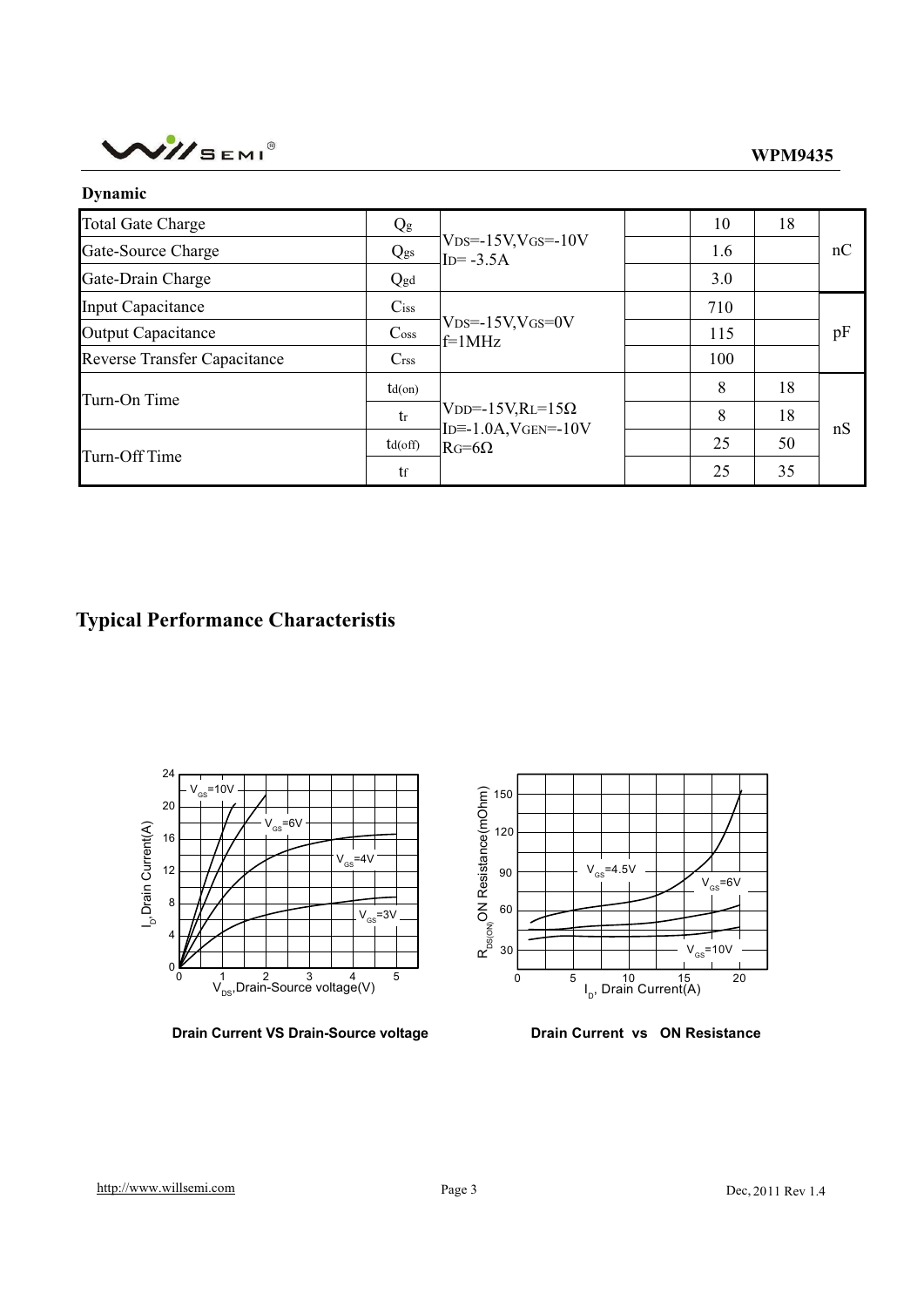**Dynamic**

| | | | | | | |
|---|---|---|---|---|---|---|
| Total Gate Charge | $Q_g$ | $V_{DS}$=-15V,$V_{GS}$=-10V $I_D$= -3.5A | | 10 | 18 | nC |
| Gate-Source Charge | $Q_{gs}$ | | | 1.6 | | |
| Gate-Drain Charge | $Q_{gd}$ | | | 3.0 | | |
| Input Capacitance | $C_{iss}$ | $V_{DS}$=-15V,$V_{GS}$=0V f=1MHz | | 710 | | pF |
| Output Capacitance | $C_{oss}$ | | | 115 | | |
| Reverse Transfer Capacitance | $C_{rss}$ | | | 100 | | |
| Turn-On Time | $t_{d(on)}$ | $V_{DD}$=-15V,$R_L$=15Ω $I_D$≡-1.0A,$V_{GEN}$=-10V $R_G$=6Ω | | 8 | 18 | nS |
| | $t_r$ | | | 8 | 18 | |
| Turn-Off Time | $t_{d(off)}$ | | | 25 | 50 | |
| | $t_f$ | | | 25 | 35 | |

# Typical Performance Characteristis

**Drain Current VS Drain-Source voltage**

**Drain Current vs ON Resistance**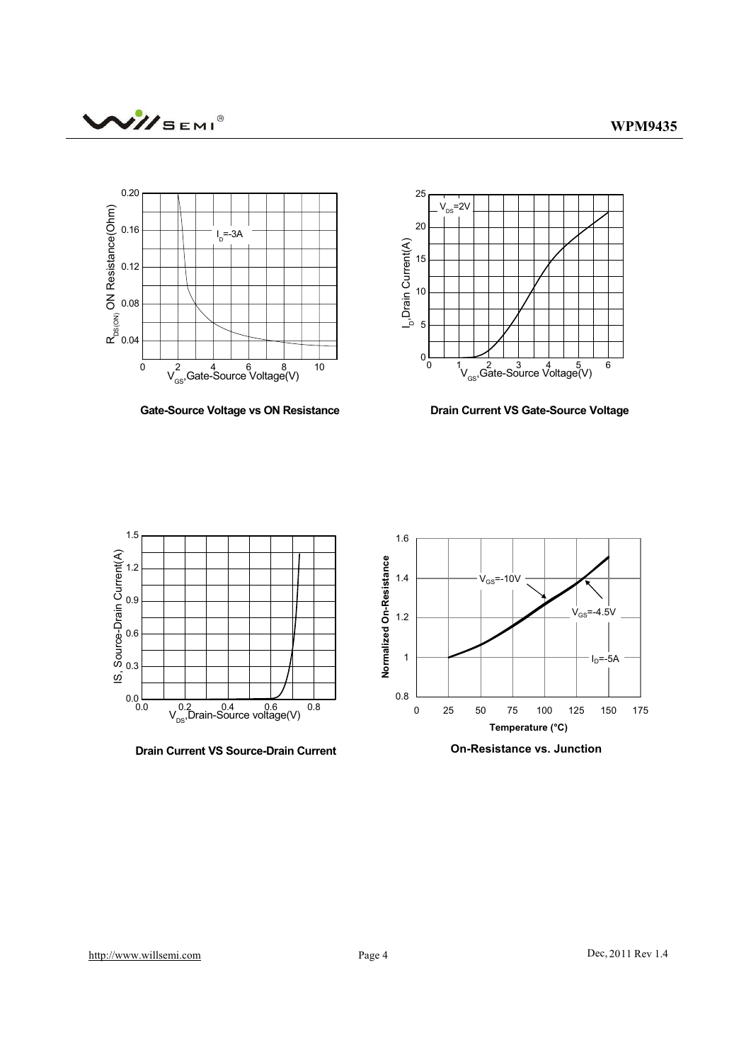**Gate-Source Voltage vs ON Resistance**

**Drain Current VS Gate-Source Voltage**

**Drain Current VS Source-Drain Current**

**On-Resistance vs. Junction**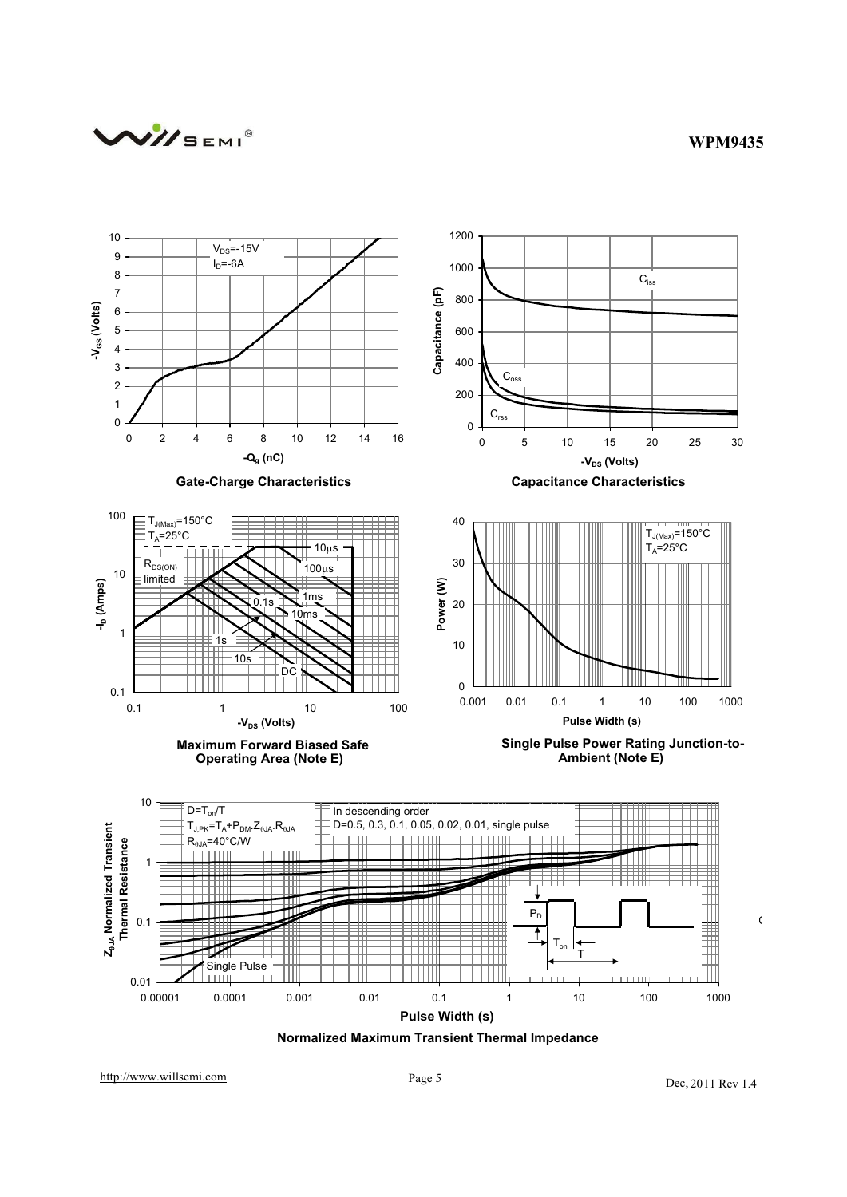Gate-Charge Characteristics

Capacitance Characteristics

Maximum Forward Biased Safe Operating Area (Note E)

Single Pulse Power Rating Junction-to-Ambient (Note E)

Normalized Maximum Transient Thermal Impedance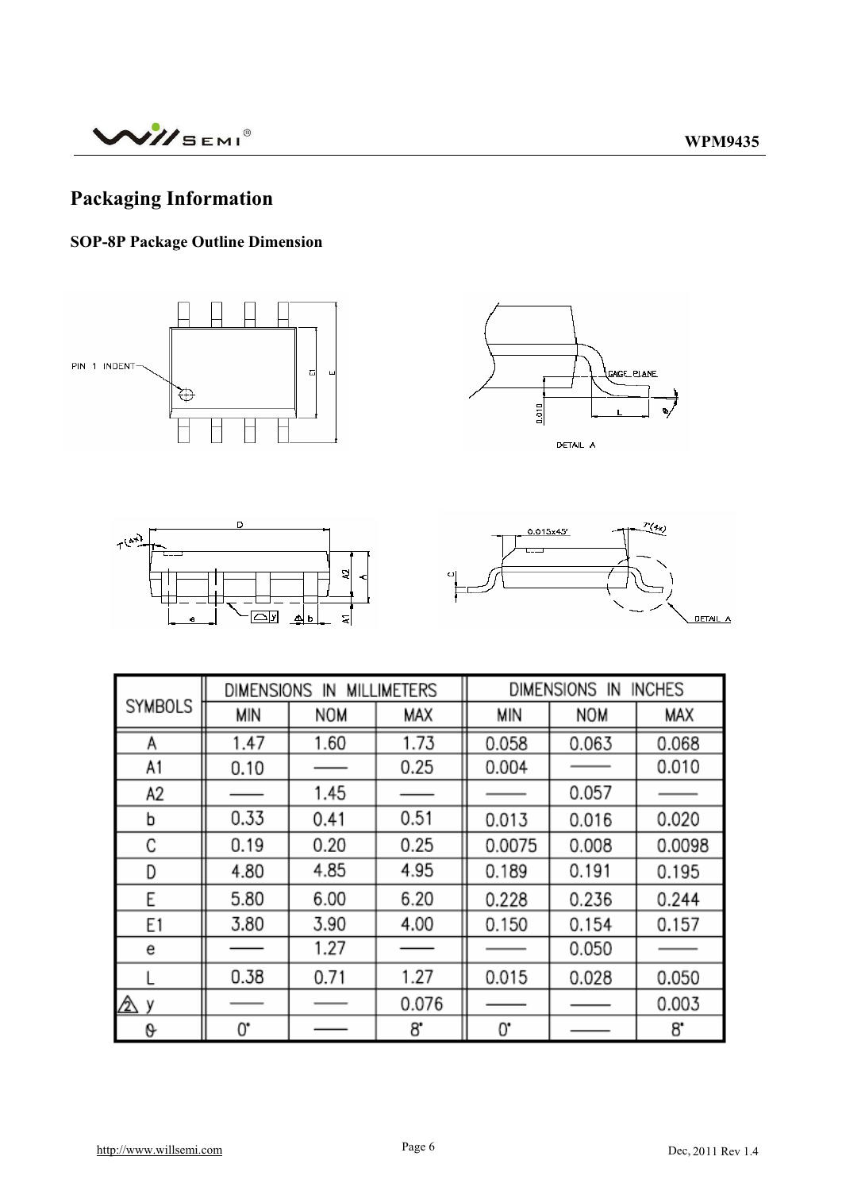## Packaging Information

### SOP-8P Package Outline Dimension

PIN 1 INDENT

E1

E

GAGE PLANE

0.010

L

θ

DETAIL A

D

7°(4x)

A2

A

A1

e

y

b

0.015x45°

7°(4x)

C

DETAIL A

| SYMBOLS | DIMENSIONS IN MILLIMETERS | | | DIMENSIONS IN INCHES | | |
|---|---|---|---|---|---|---|
| | MIN | NOM | MAX | MIN | NOM | MAX |
| A | 1.47 | 1.60 | 1.73 | 0.058 | 0.063 | 0.068 |
| A1 | 0.10 | —— | 0.25 | 0.004 | —— | 0.010 |
| A2 | —— | 1.45 | —— | —— | 0.057 | —— |
| b | 0.33 | 0.41 | 0.51 | 0.013 | 0.016 | 0.020 |
| C | 0.19 | 0.20 | 0.25 | 0.0075 | 0.008 | 0.0098 |
| D | 4.80 | 4.85 | 4.95 | 0.189 | 0.191 | 0.195 |
| E | 5.80 | 6.00 | 6.20 | 0.228 | 0.236 | 0.244 |
| E1 | 3.80 | 3.90 | 4.00 | 0.150 | 0.154 | 0.157 |
| e | —— | 1.27 | —— | —— | 0.050 | —— |
| L | 0.38 | 0.71 | 1.27 | 0.015 | 0.028 | 0.050 |
| △2 y | —— | —— | 0.076 | —— | —— | 0.003 |
| θ | 0° | —— | 8° | 0° | —— | 8° |